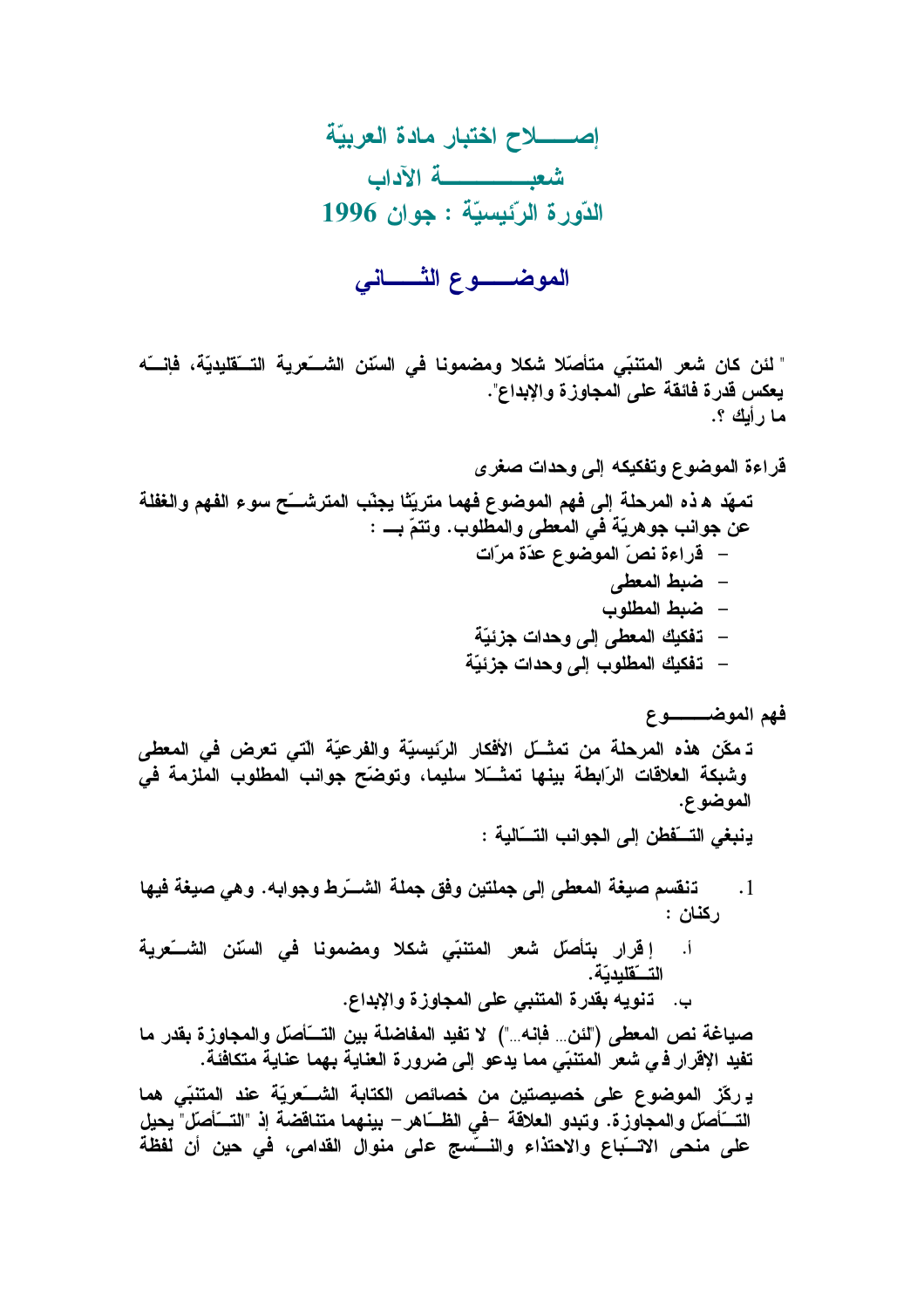# إصـــــلاح اختبار مادة العربيّة

## شعبـــــــــــة الآداب

## الدّورة الرّئيسيّة : جوان 1996

## الموضــــوع الثــــاني

" لئن كان شعر المتنبّي متأصّلا شكلا ومضمونا في السّنن الشّعرية التّقليديّة، فإنّه يعكس قدرة فائقة على المجاوزة والإبداع".
ما رأيك ؟.

### قراءة الموضوع وتفكيكه إلى وحدات صغرى

تمهّد هذه المرحلة إلى فهم الموضوع فهما متريّثا يجنّب المترشّح سوء الفهم والغفلة عن جوانب جوهريّة في المعطى والمطلوب. وتتمّ بــ :

- قراءة نصّ الموضوع عدّة مرّات
- ضبط المعطى
- ضبط المطلوب
- تفكيك المعطى إلى وحدات جزئيّة
- تفكيك المطلوب إلى وحدات جزئيّة

### فهم الموضــــوع

تمكّن هذه المرحلة من تمثّل الأفكار الرّئيسيّة والفرعيّة الّتي تعرض في المعطى وشبكة العلاقات الرّابطة بينها تمثّلا سليما، وتوضّح جوانب المطلوب الملزمة في الموضوع.

ينبغي التّفطن إلى الجوانب التّالية :

1. تنقسم صيغة المعطى إلى جملتين وفق جملة الشّرط وجوابه. وهي صيغة فيها ركنان :

   أ. إقرار بتأصّل شعر المتنبّي شكلا ومضمونا في السّنن الشّعرية التّقليديّة.

   ب. تنويه بقدرة المتنبي على المجاوزة والإبداع.

صياغة نص المعطى ("لئن... فإنه...") لا تفيد المفاضلة بين التّأصّل والمجاوزة بقدر ما تفيد الإقرار في شعر المتنبّي مما يدعو إلى ضرورة العناية بهما عناية متكافئة.

يركّز الموضوع على خصيصتين من خصائص الكتابة الشّعريّة عند المتنبّي هما التّأصّل والمجاوزة. وتبدو العلاقة -في الظّاهر- بينهما متناقضة إذ "التّأصّل" يحيل على منحى الاتّباع والاحتذاء والنّسج على منوال القدامى، في حين أن لفظة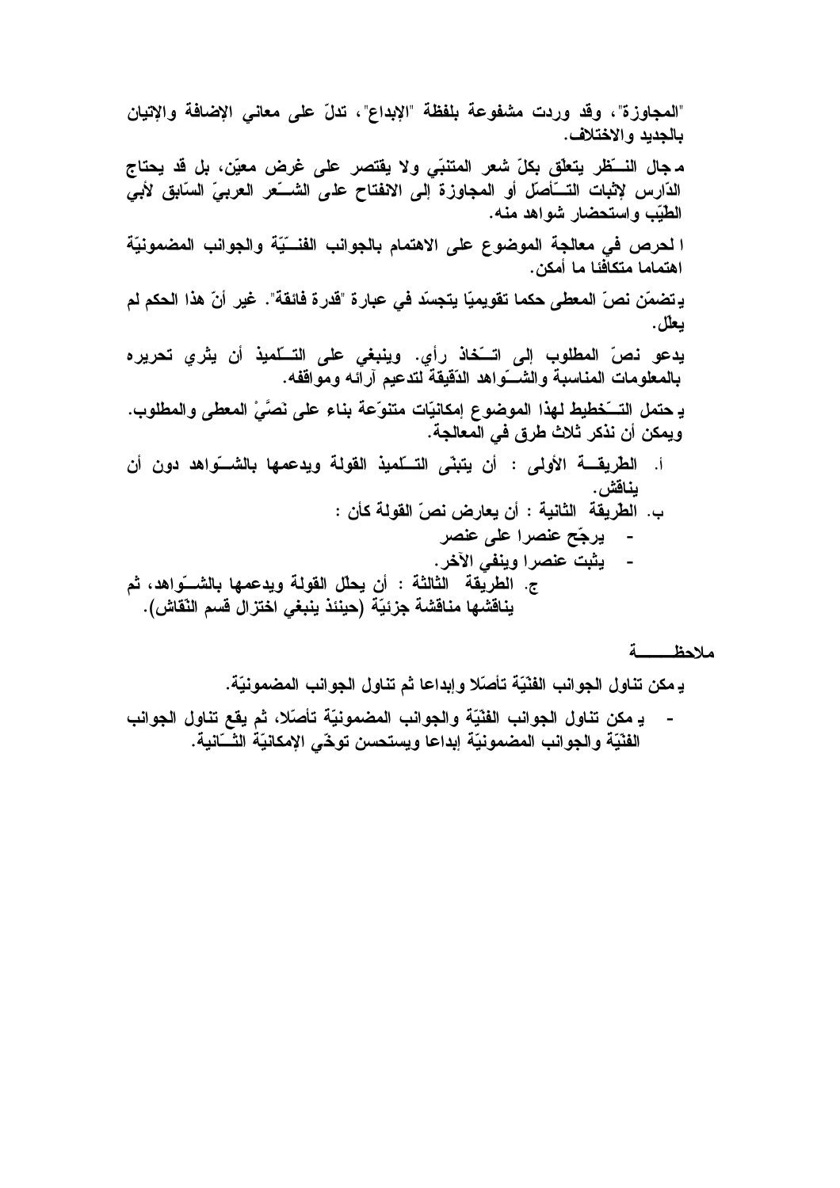"المجاوزة"، وقد وردت مشفوعة بلفظة "الإبداع"، تدلّ على معاني الإضافة والإتيان بالجديد والاختلاف.

مجال النّظر يتعلّق بكلّ شعر المتنبّي ولا يقتصر على غرض معيّن، بل قد يحتاج الدّارس لإثبات التّأصّل أو المجاوزة إلى الانفتاح على الشّعر العربيّ السّابق لأبي الطّيّب واستحضار شواهد منه.

الحرص في معالجة الموضوع على الاهتمام بالجوانب الفنّيّة والجوانب المضمونيّة اهتماما متكافئا ما أمكن.

يتضمّن نصّ المعطى حكما تقويميّا يتجسّد في عبارة "قدرة فائقة". غير أنّ هذا الحكم لم يعلّل.

يدعو نصّ المطلوب إلى اتّخاذ رأي. وينبغي على التّلميذ أن يثري تحريره بالمعلومات المناسبة والشّواهد الدّقيقة لتدعيم آرائه ومواقفه.

يحتمل التّخطيط لهذا الموضوع إمكانيّات متنوّعة بناء على نَصَّيْ المعطى والمطلوب. ويمكن أن نذكر ثلاث طرق في المعالجة.

أ. الطّريقة الأولى : أن يتبنّى التّلميذ القولة ويدعمها بالشّواهد دون أن يناقش.

ب. الطّريقة الثانية : أن يعارض نصّ القولة كأن :

- يرجّح عنصرا على عنصر
- يثبت عنصرا وينفي الآخر.

ج. الطّريقة الثّالثة : أن يحلّل القولة ويدعمها بالشّواهد، ثم يناقشها مناقشة جزئيّة (حينئذ ينبغي اختزال قسم النّقاش).

**ملاحظــــة**

يمكن تناول الجوانب الفنّيّة تأصّلا وإبداعا ثم تناول الجوانب المضمونيّة.

- يمكن تناول الجوانب الفنّيّة والجوانب المضمونيّة تأصّلا، ثم يقع تناول الجوانب الفنّيّة والجوانب المضمونيّة إبداعا ويستحسن توخّي الإمكانيّة الثّانية.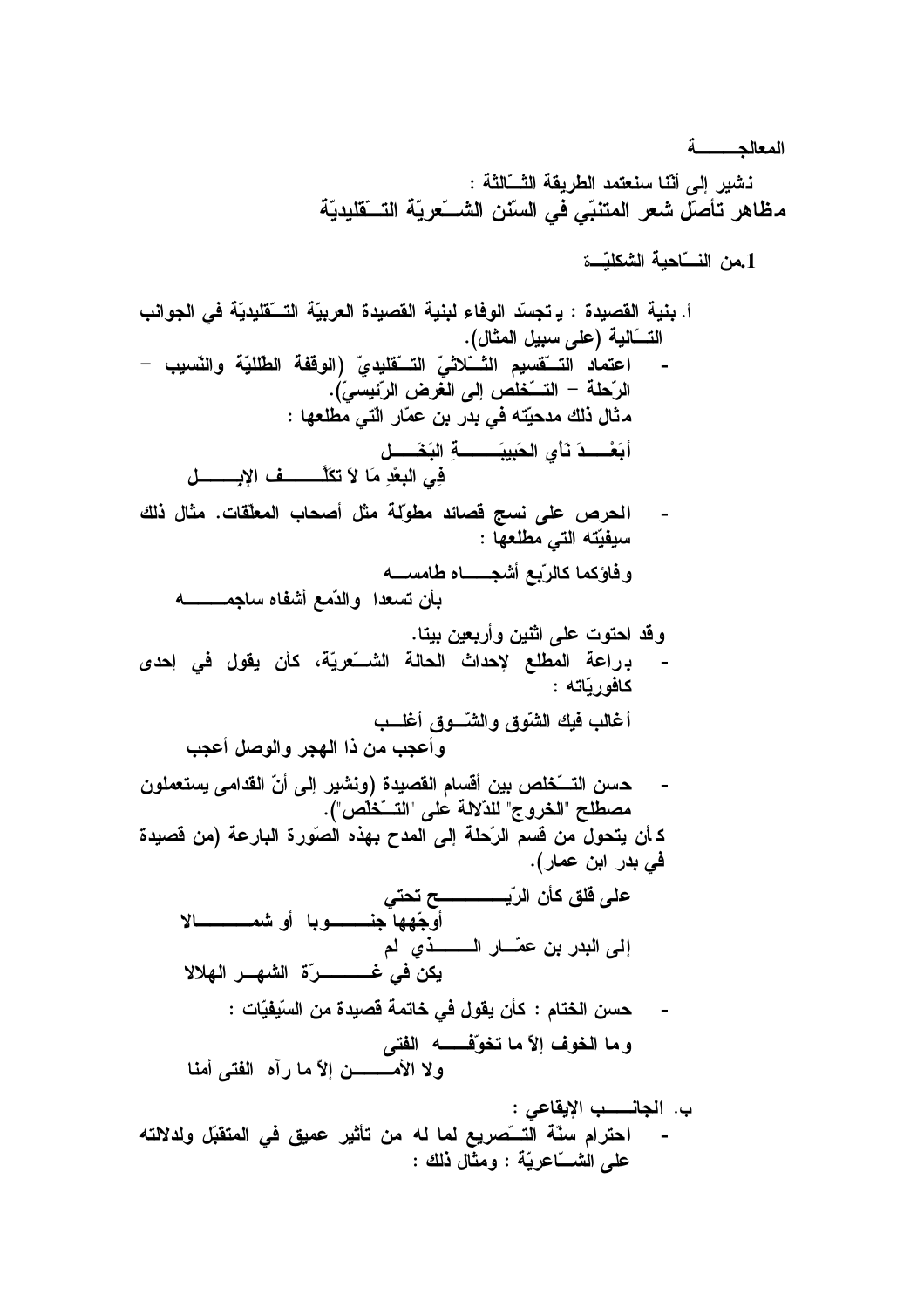**المعالجـــــــة**

نشير إلى أنّنا سنعتمد الطريقة الثـّالثة :

## مظاهر تأصّل شعر المتنبّي في السّنن الشـّعريّة التـّقليديّة

### 1.من النـّاحية الشكليّـة

أ. بنية القصيدة : يتجسّد الوفاء لبنية القصيدة العربيّة التـّقليديّة في الجوانب التـّالية (على سبيل المثال).

- اعتماد التـّقسيم الثـّلاثيّ التـّقليديّ (الوقفة الطلليّة والنّسيب – الرّحلة – التـّخلص إلى الغرض الرّئيسيّ).
  مثال ذلك مدحيّته في بدر بن عمّار الّتي مطلعها :

  أبَعْـــدَ نَأيِ الحَبيبَـــــةِ البَخَـــل
  فِي البعْدِ مَا لاَ تكلّـــــف الإبـــــل

- الحرص على نسج قصائد مطوّلة مثل أصحاب المعلّقات. مثال ذلك سيفيّته التي مطلعها :

  وفاؤكما كالرّبع أشجـــاه طامســه
  بأن تسعدا والدّمع أشفاه ساجمـــــه

  وقد احتوت على اثنين وأربعين بيتا.

- براعة المطلع لإحداث الحالة الشـّعريّة، كأن يقول في إحدى كافوريّاته :

  أغالب فيك الشّوق والشّـوق أغلـب
  وأعجب من ذا الهجر والوصل أعجب

- حسن التـّخلص بين أقسام القصيدة (ونشير إلى أنّ القدامى يستعملون مصطلح "الخروج" للدّلالة على "التـّخلّص").
  كأن يتحول من قسم الرّحلة إلى المدح بهذه الصّورة البارعة (من قصيدة في بدر ابن عمار).

  على قلق كأن الرّيـــــــــح تحتي
  أوجّهها جنـــــوبا أو شمـــــــالا
  إلى البدر بن عمّـــار الــــــذي لم
  يكن في غـــــــرّة الشهـــر الهلالا

- حسن الختام : كأن يقول في خاتمة قصيدة من السّيفيّات :

  وما الخوف إلاّ ما تخوّفـــه الفتى
  ولا الأمـــــن إلاّ ما رآه الفتى أمنا

ب. الجانـــب الإيقاعي :

- احترام سنّة التـّصريع لما له من تأثير عميق في المتقبّل ولدلالته على الشـّاعريّة : ومثال ذلك :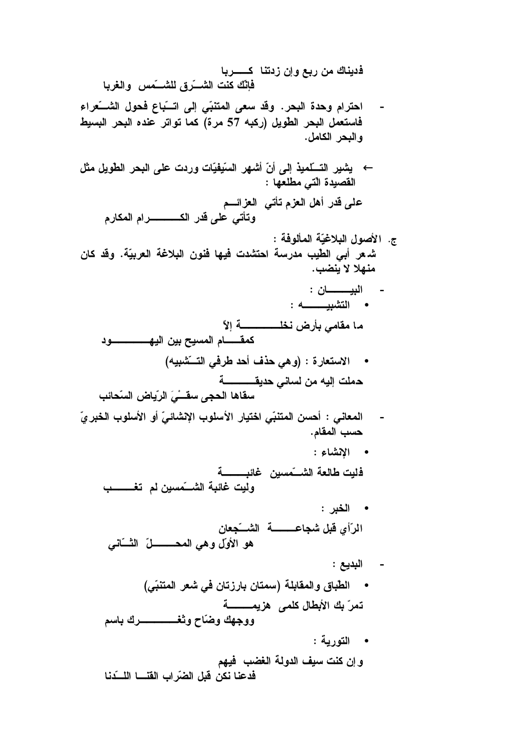فديناك من ربع وإن زدتنا كـــــربا
فإنّك كنت الشـــّرق للشـــّمس والغربا

- احترام وحدة البحر. وقد سعى المتنبّي إلى اتـّباع فحول الشـّعراء فاستعمل البحر الطّويل (ركبه 57 مرة) كما تواتر عنده البحر البسيط والبحر الكامل.

← يشير التـّلميذ إلى أنّ أشهر السّيفيّات وردت على البحر الطّويل مثل القصيدة الّتي مطلعها :

على قدر أهل العزم تأتي العزائـــم
وتأتي على قدر الكــــــــرام المكارم

ج. الأصول البلاغيّة المألوفة :

شعر أبي الطّيب مدرسة احتشدت فيها فنون البلاغة العربيّة. وقد كان منهلا لا ينضب.

- البيـــــان :
  - التشبيـــــه :

ما مقامي بأرض نخلـــــــــة إلاّ
كمقـــام المسيح بين اليهـــــــود

  - الاستعارة : (وهي حذف أحد طرفي التـّشبيه)

حملت إليه من لساني حديقـــــــة
سقاها الحجى سقـْيَ الرّياض السّحائب

- المعاني : أحسن المتنبّي اختيار الأسلوب الإنشائيّ أو الأسلوب الخبريّ حسب المقام.
  - الإنشاء :

فليت طالعة الشـّمسين غائبـــــة
وليت غائبة الشـّمسين لم تغـــــب

  - الخبر :

الرّأي قبل شجاعـــــة الشـّجعان
هو الأوّل وهي المحـــــلّ الثـّاني

- البديع :
  - الطّباق والمقابلة (سمتان بارزتان في شعر المتنبّي)

تمرّ بك الأبطال كلمى هزيمـــــة
ووجهك وضّاح وثغـــــــــرك باسم

  - التورية :

وإن كنت سيف الدولة الغضب فيهم
فدعنا نكن قبل الضّراب القنـــا اللـّدنا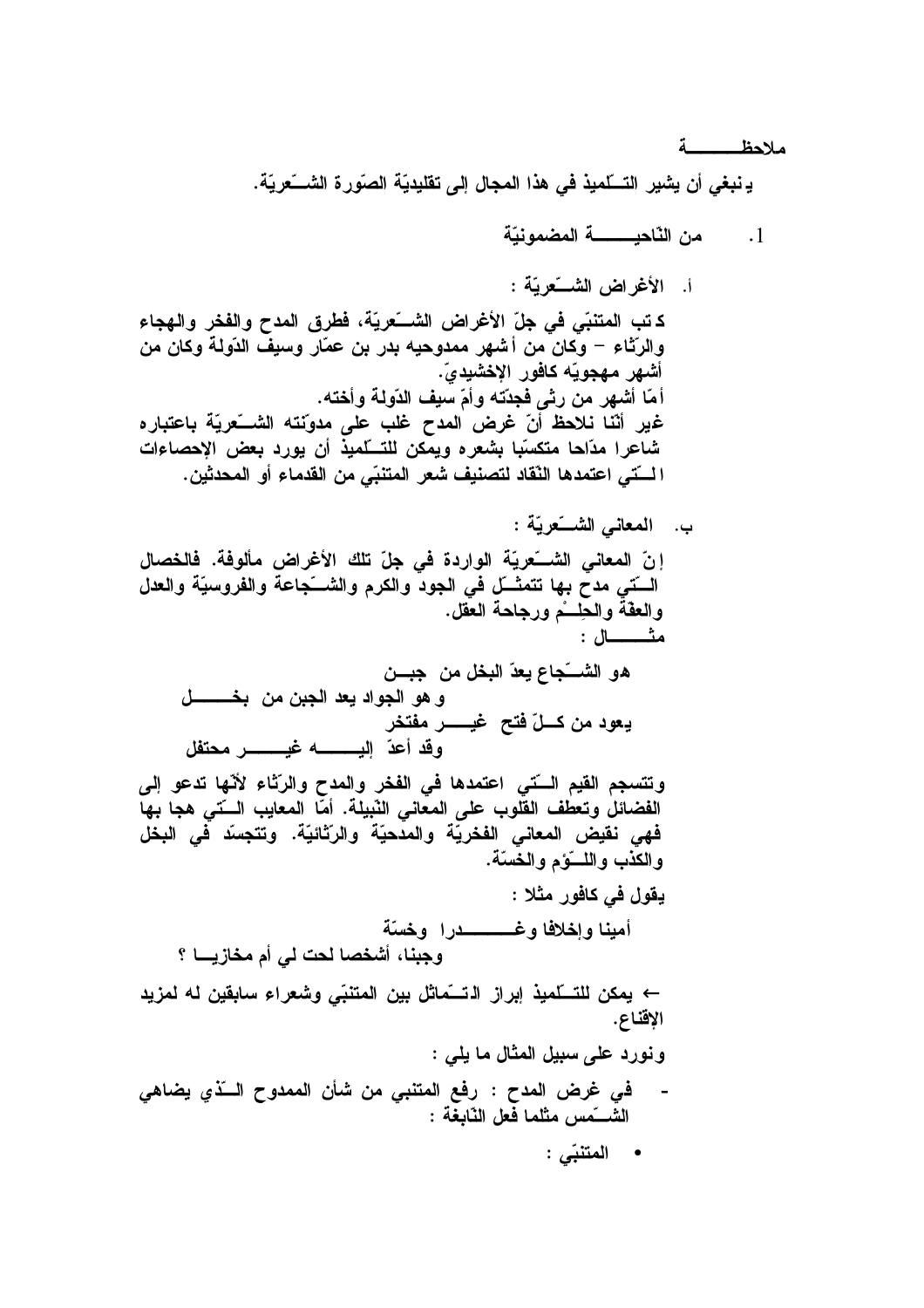**ملاحظـــــــــة**

**ينبغي أن يشير التـّلميذ في هذا المجال إلى تقليديّة الصّورة الشـّعريّة.**

1. **من النّاحيــــــة المضمونيّة**

أ. **الأغراض الشـّعريّة :**

**كتب المتنبّي في جلّ الأغراض الشـّعريّة، فطرق المدح والفخر والهجاء والرّثاء – وكان من أشهر ممدوحيه بدر بن عمّار وسيف الدّولة وكان من أشهر مهجويّه كافور الإخشيديّ.**
**أمّا أشهر من رثى فجدّته وأمّ سيف الدّولة وأخته.**
**غير أنّنا نلاحظ أنّ غرض المدح غلب على مدوّنته الشـّعريّة باعتباره شاعرا مدّاحا متكسّبا بشعره ويمكن للتـّلميذ أن يورد بعض الإحصاءات الـّتي اعتمدها النّقاد لتصنيف شعر المتنبّي من القدماء أو المحدثين.**

ب. **المعاني الشـّعريّة :**

**إنّ المعاني الشـّعريّة الواردة في جلّ تلك الأغراض مألوفة. فالخصال الـّتي مدح بها تتمثـّل في الجود والكرم والشـّجاعة والفروسيّة والعدل والعفّة والحِلـْم ورجاحة العقل.**
**مثـــــال :**

**هو الشـّجاع يعدّ البخل من جبــن**
**و هو الجواد يعد الجبن من بخـــــل**
**يعود من كـلّ فتح غيـــر مفتخر**
**وقد أعدّ إليـــــه غيـــــر محتفل**

**وتنسجم القيم الـّتي اعتمدها في الفخر والمدح والرّثاء لأنّها تدعو إلى الفضائل وتعطف القلوب على المعاني النّبيلة. أمّا المعايب الـّتي هجا بها فهي نقيض المعاني الفخريّة والمدحيّة والرّثائيّة. وتتجسّد في البخل والكذب واللـّؤم والخسّة.**

**يقول في كافور مثلا :**

**أمينا وإخلافا وغـــــــدرا وخسّة**
**وجبنا، أشخصا لحت لي أم مخازيـا ؟**

**← يمكن للتـّلميذ إبراز التـّماثل بين المتنبّي وشعراء سابقين له لمزيد الإقناع.**

**ونورد على سبيل المثال ما يلي :**

- **في غرض المدح : رفع المتنبي من شأن الممدوح الـّذي يضاهي الشـّمس مثلما فعل النّابغة :**

  - **المتنبّي :**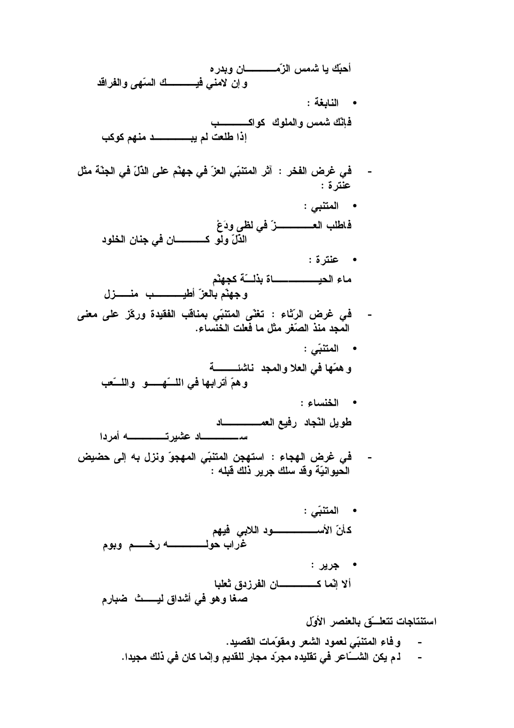**أحبّك يا شمس الزّمـــــــــان وبدره**
**و إن لامني فيــــــــك السّهى والفراقد**

- **النابغة :**

**فإنّك شمس والملوك كواكـــــــــب**
**إذا طلعت لم يبـــــــــــد منهم كوكب**

- **في غرض الفخر : آثر المتنبّي العزّ في جهنّم على الذلّ في الجنّة مثل عنترة :**

- **المتنبي :**

**فاطلب العــــــــــزَ في لظى ودَعْ**
**الذّلّ ولو كـــــــــان في جنان الخلود**

- **عنترة :**

**ماء الحيــــــــــــاة بذلــّة كجهنّم**
**وجهنّم بالعزّ أطيـــــــــب منـــــزل**

- **في غرض الرّثاء : تغنّى المتنبّي بمناقب الفقيدة وركّز على معنى المجد منذ الصّغر مثل ما فعلت الخنساء.**

- **المتنبّي :**

**و همّها في العلا والمجد ناشئـــــــة**
**وهمّ أترابها في اللــّهـــــو واللــّعب**

- **الخنساء :**

**طويل النّجاد رفيع العمــــــــــاد**
**ســــــــــاد عشيرتـــــــــــه أمردا**

- **في غرض الهجاء : استهجن المتنبّي المهجوّ ونزل به إلى حضيض الحيوانيّة وقد سلك جرير ذلك قبله :**

- **المتنبّي :**

**كأنّ الأســـــــــــود اللابي فيهم**
**غراب حولــــــــــــه رخـــــم وبوم**

- **جرير :**

**ألا إنّما كـــــــــــان الفرزدق ثعلبا**
**صغا وهو في أشداق ليــــــث ضبارم**

**استنتاجات تتعلــّق بالعنصر الأوّل**

- **وفاء المتنبّي لعمود الشعر ومقوّمات القصيد.**
- **لم يكن الشــّاعر في تقليده مجرّد مجار للقديم وإنّما كان في ذلك مجيدا.**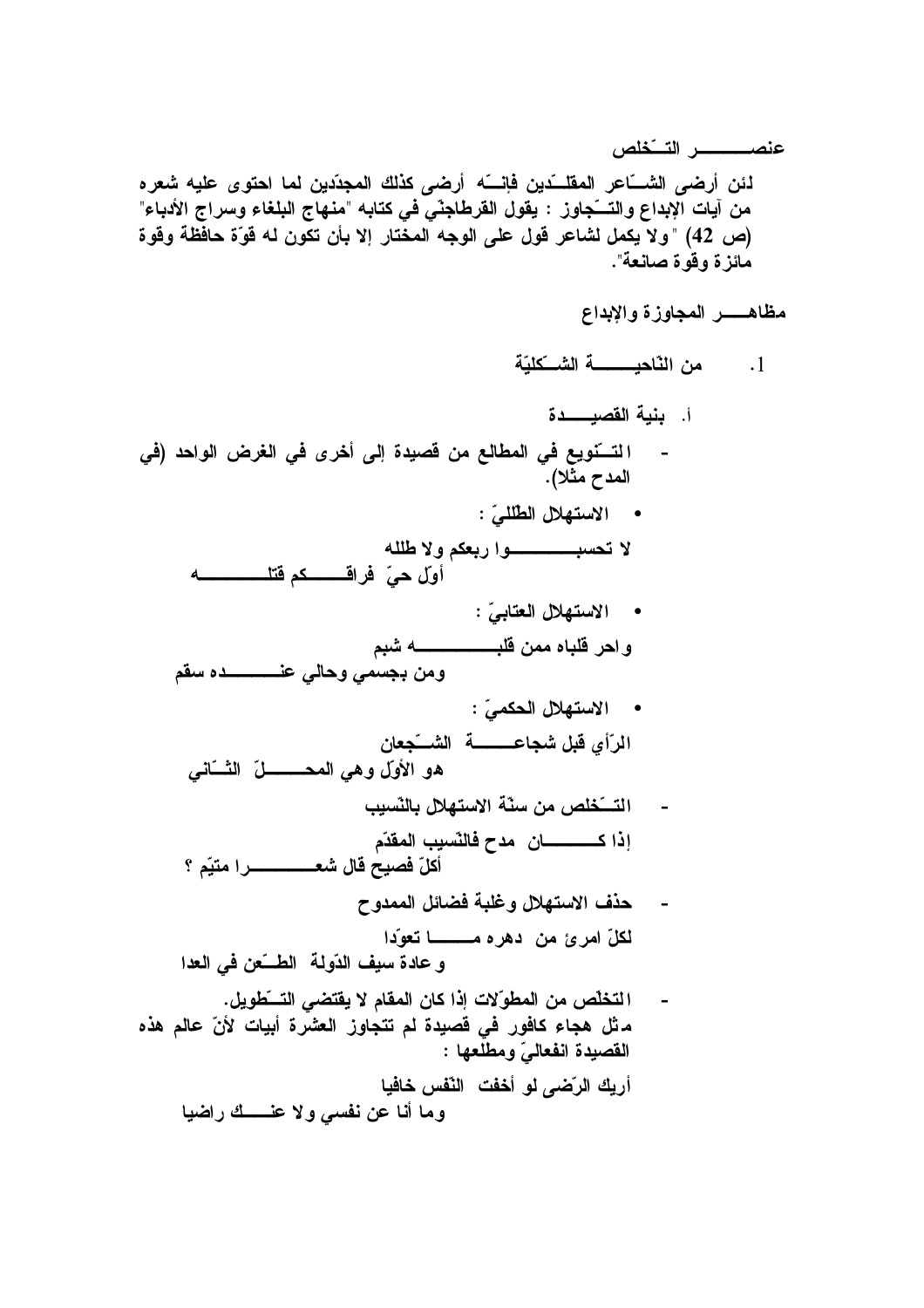**عنصــــــــر التــّخلص**

**لئن أرضى الشــّاعر المقلــّدين فإنــّه أرضى كذلك المجدّدين لما احتوى عليه شعره من آيات الإبداع والتــّجاوز : يقول القرطاجنّي في كتابه "منهاج البلغاء وسراج الأدباء" (ص 42) "ولا يكمل لشاعر قول على الوجه المختار إلا بأن تكون له قوّة حافظة وقوة مائزة وقوة صانعة".**

**مظاهــــر المجاوزة والإبداع**

1. **من النّاحيـــــــة الشــّكليّة**

   أ. **بنية القصيـــــدة**

- **التــّنويع في المطالع من قصيدة إلى أخرى في الغرض الواحد (في المدح مثلا).**

  • **الاستهلال الطّلليّ :**

  **لا تحسبــــــــــوا ربعكم ولا طلله**
  **أوّل حيّ فراقـــــكم قتلـــــــــــه**

  • **الاستهلال العتابيّ :**

  **واحر قلباه ممن قلبـــــــــــه شبم**
  **ومن بجسمي وحالي عنــــــــده سقم**

  • **الاستهلال الحكميّ :**

  **الرّأي قبل شجاعـــــة الشــّجعان**
  **هو الأوّل وهي المحـــــــلّ الثــّاني**

- **التــّخلص من سنّة الاستهلال بالنّسيب**

  **إذا كــــــــان مدح فالنّسيب المقدّم**
  **أكلّ فصيح قال شعـــــــــرا متيّم ؟**

- **حذف الاستهلال وغلبة فضائل الممدوح**

  **لكلّ امرئ من دهره مــــــا تعوّدا**
  **وعادة سيف الدّولة الطــّعن في العدا**

- **التخلّص من المطوّلات إذا كان المقام لا يقتضي التــّطويل.**
  **مثل هجاء كافور في قصيدة لم تتجاوز العشرة أبيات لأنّ عالم هذه القصيدة انفعاليّ ومطلعها :**

  **أريك الرّضى لو أخفت النّفس خافيا**
  **وما أنا عن نفسي ولا عنــــك راضيا**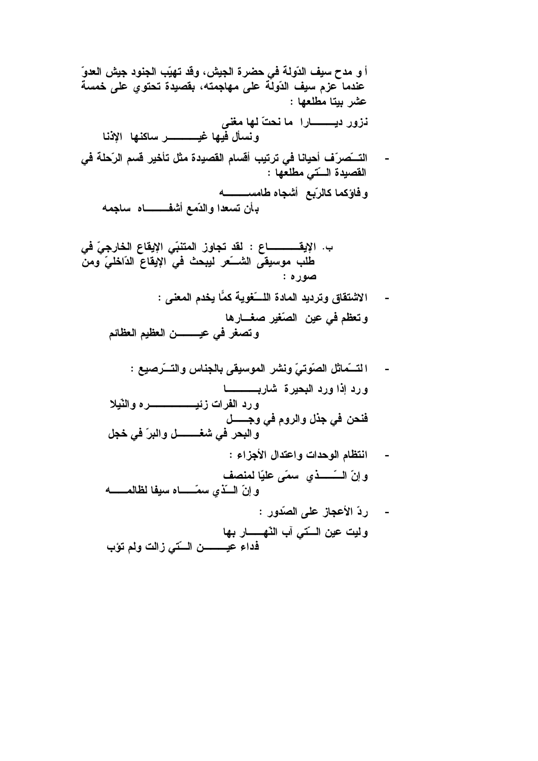أ و مدح سيف الدّولة في حضرة الجيش، وقد تهيّب الجنود جيش العدوّ عندما عزم سيف الدّولة على مهاجمته، بقصيدة تحتوي على خمسة عشر بيتا مطلعها :

نزور ديـــــــارا ما نحتّ لها مغنى
ونسأل فيها غيــــــــر ساكنها الإذنا

- التــّصرّف أحيانا في ترتيب أقسام القصيدة مثل تأخير قسم الرّحلة في القصيدة الــّتي مطلعها :

وفاؤكما كالرّبع أشجاه طامســــــه
بأن تسعدا والدّمع أشفــــــاه ساجمه

ب. الإيقــــــــاع : لقد تجاوز المتنبّي الإيقاع الخارجيّ في طلب موسيقى الشــّعر ليبحث في الإيقاع الدّاخليّ ومن صوره :

- الاشتقاق وترديد المادة اللــّغوية كمًّا يخدم المعنى :

وتعظم في عين الصّغير صغــارها
وتصغر في عيـــــن العظيم العظائم

- التــّماثل الصّوتيّ ونشر الموسيقى بالجناس والتــّرصيع :

ورد إذا ورد البحيرة شاربـــــــا
ورد الفرات زئيــــــــــره والنّيلا

فنحن في جذل والروم في وجـــل
والبحر في شغــــــل والبرّ في خجل

- انتظام الوحدات واعتدال الأجزاء :

وإنّ الــــــذي سمّى عليّا لمنصف
وإنّ الــّذي سمّـــاه سيفا لظالمـــه

- ردّ الأعجاز على الصّدور :

وليت عين الــّتي آب النّهــــار بها
فداء عيـــــن الــّتي زالت ولم تؤب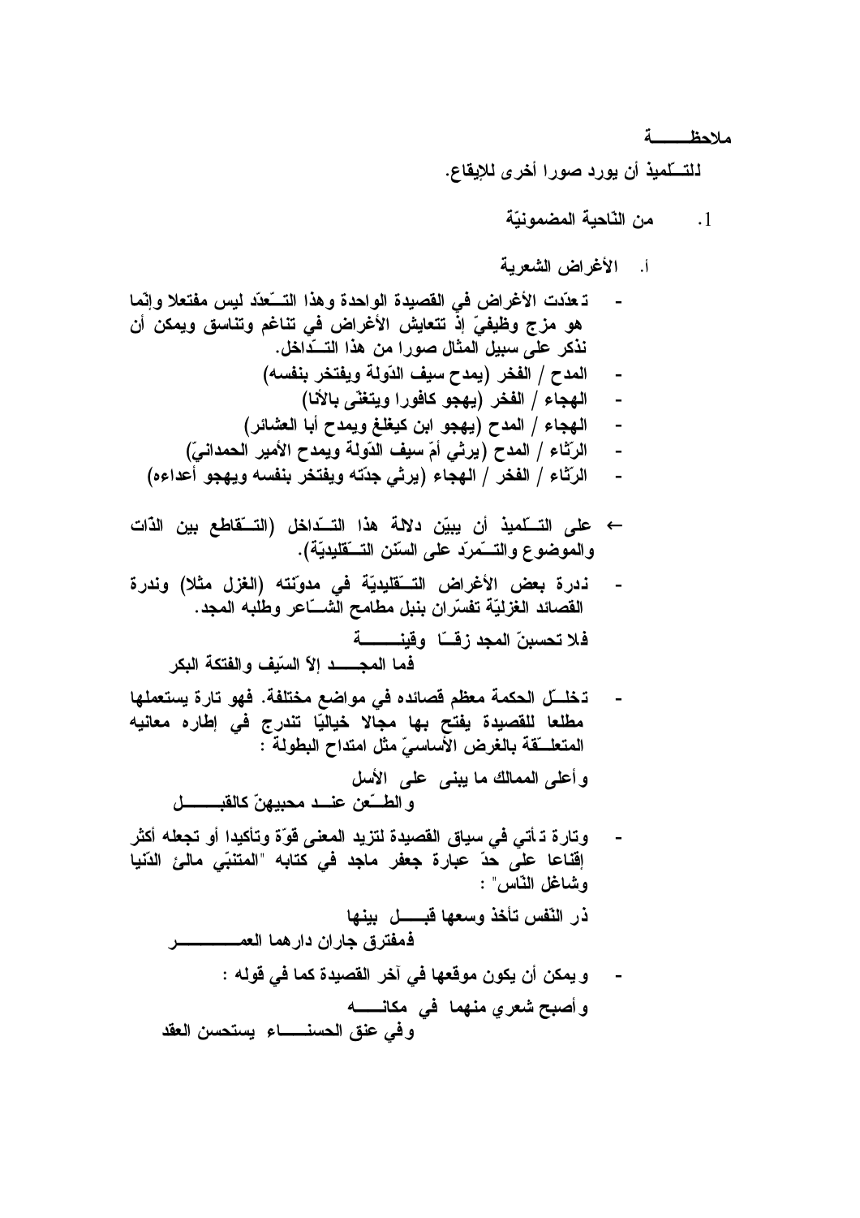**ملاحظـــــة**

للتــلميذ أن يورد صورا أخرى للإيقاع.

1. **من النّاحية المضمونيّة**

أ. **الأغراض الشعرية**

- تعدّدت الأغراض في القصيدة الواحدة وهذا التــعدّد ليس مفتعلا وإنّما هو مزج وظيفيّ إذ تتعايش الأغراض في تناغم وتناسق ويمكن أن نذكر على سبيل المثال صورا من هذا التــداخل.
- المدح / الفخر (يمدح سيف الدّولة ويفتخر بنفسه)
- الهجاء / الفخر (يهجو كافورا ويتغنّى بالأنا)
- الهجاء / المدح (يهجو ابن كيغلغ ويمدح أبا العشائر)
- الرّثاء / المدح (يرثي أمّ سيف الدّولة ويمدح الأمير الحمدانيّ)
- الرّثاء / الفخر / الهجاء (يرثي جدّته ويفتخر بنفسه ويهجو أعداءه)

← على التــلميذ أن يبيّن دلالة هذا التــداخل (التــقاطع بين الذّات والموضوع والتــمرّد على السّنن التــقليديّة).

- ندرة بعض الأغراض التــقليديّة في مدوّنته (الغزل مثلا) وندرة القصائد الغزليّة تفسّران بنبل مطامح الشــاعر وطلبه المجد.

فلا تحسبنّ المجد زقــا وقينـــــة
فما المجـــد إلاّ السّيف والفتكة البكر

- تخلــل الحكمة معظم قصائده في مواضع مختلفة. فهو تارة يستعملها مطلعا للقصيدة يفتح بها مجالا خياليّا تندرج في إطاره معانيه المتعلــقة بالغرض الأساسيّ مثل امتداح البطولة :

وأعلى الممالك ما يبنى على الأسل
والطــعن عنــد محبيهنّ كالقبـــــل

- وتارة تأتي في سياق القصيدة لتزيد المعنى قوّة وتأكيدا أو تجعله أكثر إقناعا على حدّ عبارة جعفر ماجد في كتابه "المتنبّي مالئ الدّنيا وشاغل النّاس" :

ذر النّفس تأخذ وسعها قبــــل بينها
فمفترق جاران دارهما العمـــــــــر

- ويمكن أن يكون موقعها في آخر القصيدة كما في قوله :

وأصبح شعري منهما في مكانــــه
وفي عنق الحسنـــــاء يستحسن العقد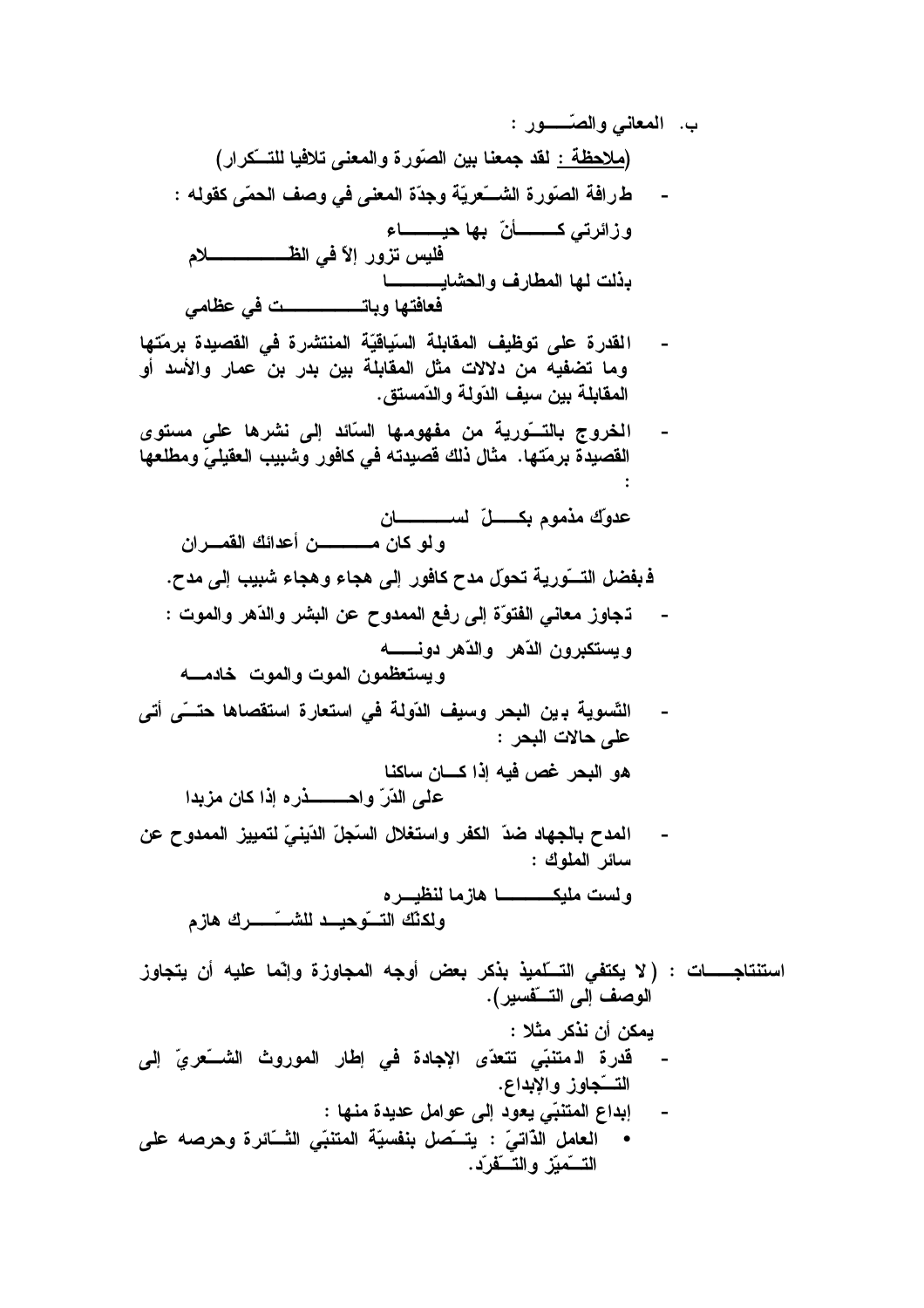ب. المعاني والصّـــــور :

(ملاحظة : لقد جمعنا بين الصّورة والمعنى تلافيا للتـّكرار)

- طرافة الصّورة الشـّعريّة وجدّة المعنى في وصف الحمّى كقوله :

  وزائرتي كـــــأنّ بها حيـــــاء
  فليس تزور إلاّ في الظـــــــــــلام
  بذلت لها المطارف والحشايـــــــا
  فعافتها وباتــــــــــــت في عظامي

- القدرة على توظيف المقابلة السّياقيّة المنتشرة في القصيدة برمّتها وما تضفيه من دلالات مثل المقابلة بين بدر بن عمار والأسد أو المقابلة بين سيف الدّولة والدّمستق.

- الخروج بالتـّورية من مفهومها السّائد إلى نشرها على مستوى القصيدة برمّتها. مثال ذلك قصيدته في كافور وشبيب العقيليّ ومطلعها :

  عدوّك مذموم بكـــلّ لســـــــان
  ولو كان مـــــــن أعدائك القمـــران

  فبفضل التـّورية تحوّل مدح كافور إلى هجاء وهجاء شبيب إلى مدح.

- تجاوز معاني الفتوّة إلى رفع الممدوح عن البشر والدّهر والموت :

  ويستكبرون الدّهر والدّهر دونــــه
  ويستعظمون الموت والموت خادمــه

- التّسوية بين البحر وسيف الدّولة في استعارة استقصاها حتـّى أتى على حالات البحر :

  هو البحر غص فيه إذا كـــان ساكنا
  على الدرّ واحـــــــذره إذا كان مزبدا

- المدح بالجهاد ضدّ الكفر واستغلال السّجلّ الدّينيّ لتمييز الممدوح عن سائر الملوك :

  ولست مليكـــــــــا هازما لنظيـــره
  ولكنّك التـّوحيـد للشـّـــــرك هازم

استنتاجـــــات : (لا يكتفي التـّلميذ بذكر بعض أوجه المجاوزة وإنّما عليه أن يتجاوز الوصف إلى التـّفسير).

يمكن أن نذكر مثلا :

- قدرة المتنبّي تتعدّى الإجادة في إطار الموروث الشـّعريّ إلى التـّجاوز والإبداع.
- إبداع المتنبّي يعود إلى عوامل عديدة منها :
  - العامل الذّاتيّ : يتـّصل بنفسيّة المتنبّي الثـّائرة وحرصه على التـّميّز والتـّفرّد.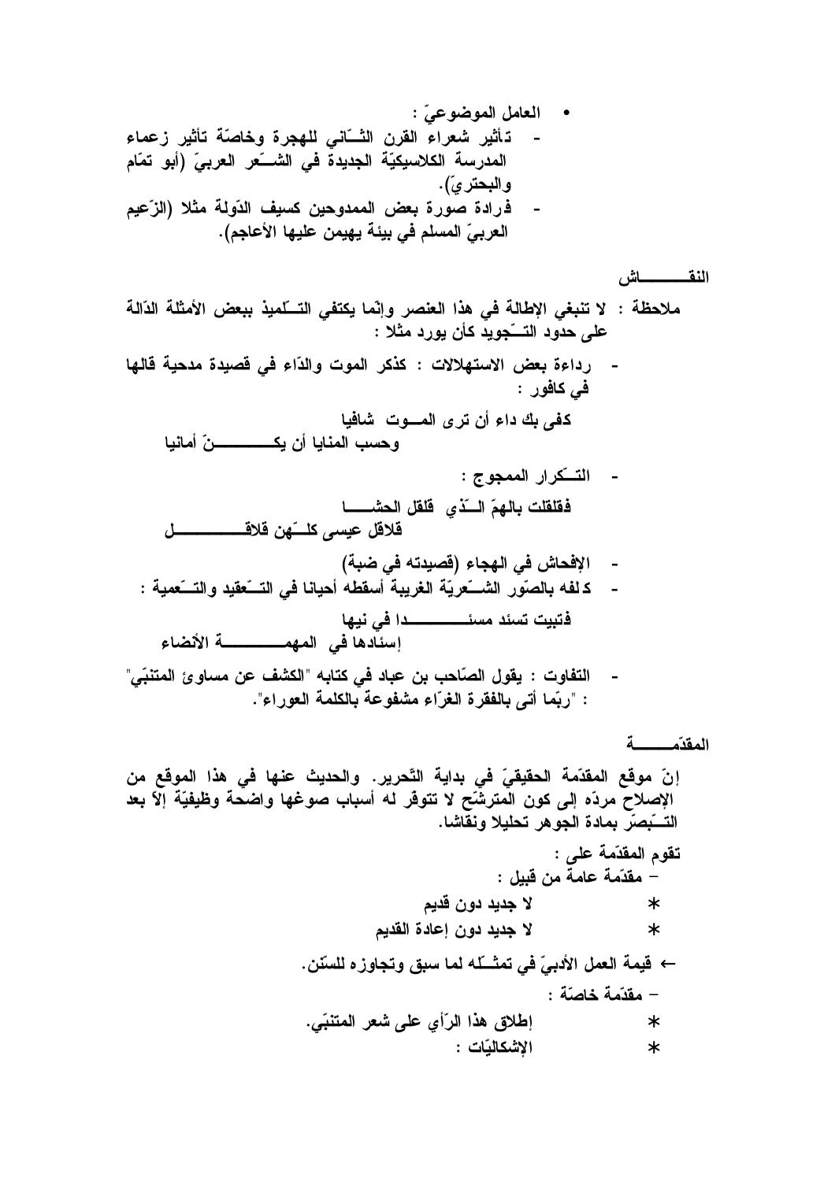- **العامل الموضوعيّ :**
  - **تأثير شعراء القرن الثّـاني للهجرة وخاصّة تأثير زعماء المدرسة الكلاسيكيّة الجديدة في الشـّعر العربيّ (أبو تمّام والبحتريّ).**
  - **فرادة صورة بعض الممدوحين كسيف الدّولة مثلا (الزّعيم العربيّ المسلم في بيئة يهيمن عليها الأعاجم).**

**النقـــــــــاش**

**ملاحظة : لا تنبغي الإطالة في هذا العنصر وإنّما يكتفي التـّلميذ ببعض الأمثلة الدّالة على حدود التـّجويد كأن يورد مثلا :**

- **رداءة بعض الاستهلالات : كذكر الموت والدّاء في قصيدة مدحية قالها في كافور :**

  **كفى بك داء أن ترى المــوت شافيا**
  **وحسب المنايا أن يكـــــــــنّ أمانيا**

- **التـّكرار الممجوج :**

  **فقلقلت بالهمّ الـّذي قلقل الحشــــا**
  **قلاقل عيسى كلـّهن قلاقـــــــــــــل**

- **الإفحاش في الهجاء (قصيدته في ضبة)**
- **كلفه بالصّور الشـّعريّة الغريبة أسقطه أحيانا في التـّعقيد والتـّعمية :**

  **فتبيت تسئد مسئـــــــــــدا في نيها**
  **إسئادها في المهمــــــــــة الأنضاء**

- **التفاوت : يقول الصّاحب بن عباد في كتابه "الكشف عن مساوئ المتنبّي" : "ربّما أتى بالفقرة الغرّاء مشفوعة بالكلمة العوراء".**

**المقدّمـــــــة**

**إنّ موقع المقدّمة الحقيقيّ في بداية التّحرير. والحديث عنها في هذا الموقع من الإصلاح مردّه إلى كون المترشّح لا تتوفّر له أسباب صوغها واضحة وظيفيّة إلاّ بعد التـّبصّر بمادة الجوهر تحليلا ونقاشا.**

**تقوم المقدّمة على :**

– **مقدّمة عامة من قبيل :**

\* **لا جديد دون قديم**

\* **لا جديد دون إعادة القديم**

← **قيمة العمل الأدبيّ في تمثـّله لما سبق وتجاوزه للسّنن.**

– **مقدّمة خاصّة :**

\* **إطلاق هذا الرّأي على شعر المتنبّي.**

\* **الإشكاليّات :**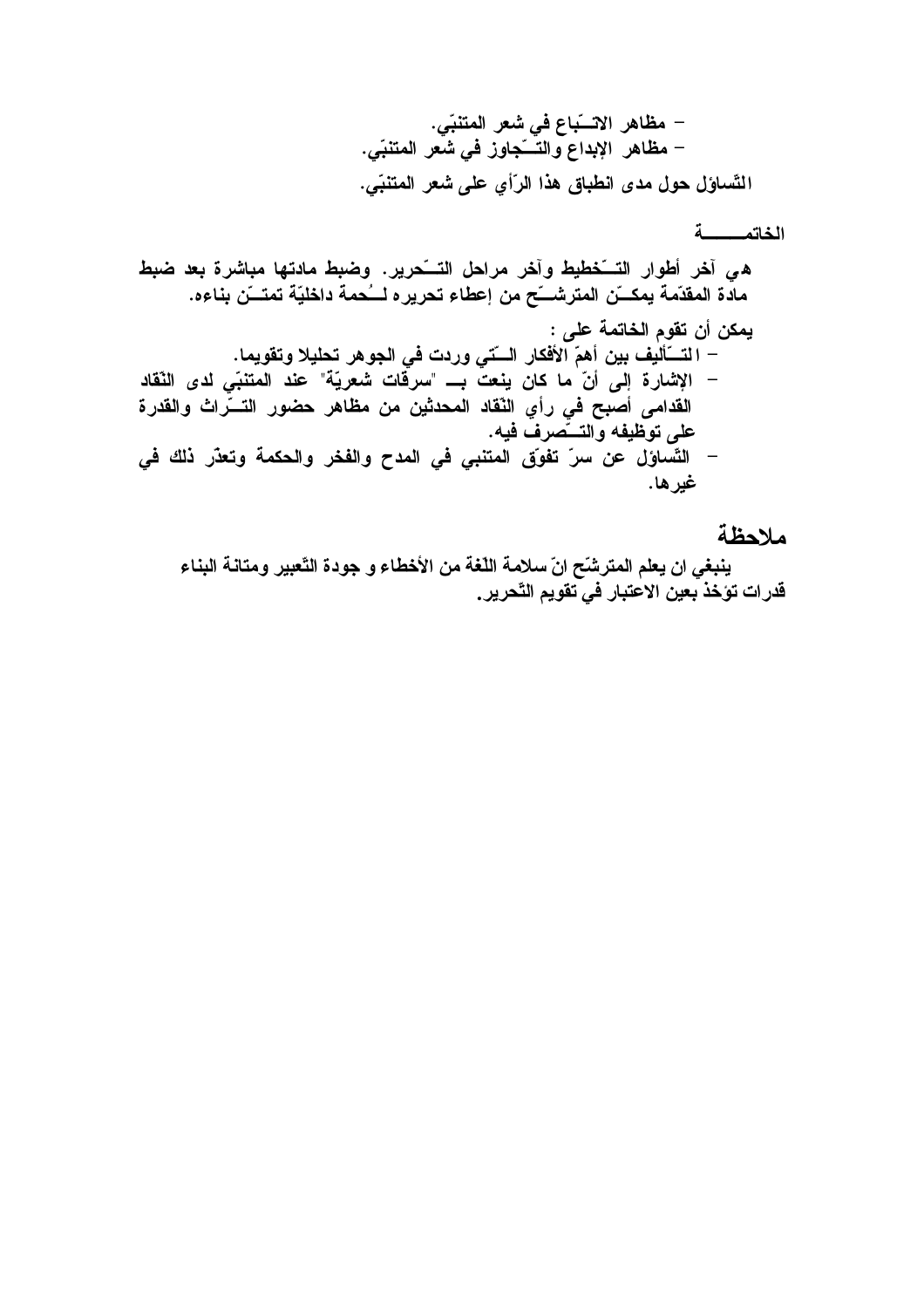- مظاهر الاتــّباع في شعر المتنبّي.
- مظاهر الإبداع والتــّجاوز في شعر المتنبّي.

التّساؤل حول مدى انطباق هذا الرّأي على شعر المتنبّي.

الخاتمــــــة

هي آخر أطوار التــّخطيط وآخر مراحل التــّحرير. وضبط مادتها مباشرة بعد ضبط مادة المقدّمة يمكــّن المترشــّح من إعطاء تحريره لــُحمة داخليّة تمتــّن بناءه.

يمكن أن تقوم الخاتمة على :

- التــّأليف بين أهمّ الأفكار الــّتي وردت في الجوهر تحليلا وتقويما.
- الإشارة إلى أنّ ما كان ينعت بــ "سرقات شعريّة" عند المتنبّي لدى النّقاد القدامى أصبح في رأي النّقاد المحدثين من مظاهر حضور التــّراث والقدرة على توظيفه والتــّصرف فيه.
- التّساؤل عن سرّ تفوّق المتنبي في المدح والفخر والحكمة وتعذّر ذلك في غيرها.

## ملاحظة

ينبغي ان يعلم المترشّح انّ سلامة اللّغة من الأخطاء و جودة التّعبير ومتانة البناء قدرات تؤخذ بعين الاعتبار في تقويم التّحرير.